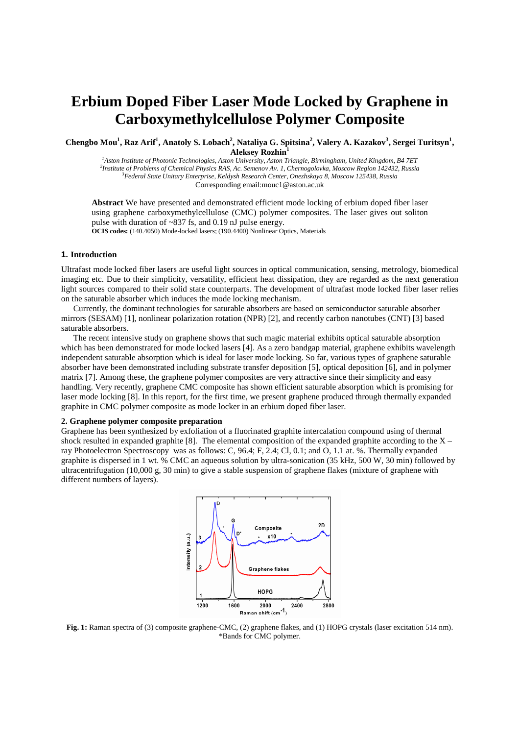# Erbium Doped Fiber Laser Mode Locked by Graphene in Carboxymethylcellulose Polymer Composite

**Chengbo Mou[1], Raz Arif[1], Anatoly S. Lobach[2], Nataliya G. Spitsina[2], Valery A. Kazakov[3], Sergei Turitsyn[1], Aleksey Rozhin[1]**

[1] *Aston Institute of Photonic Technologies, Aston University, Aston Triangle, Birmingham, United Kingdom, B4 7ET*
[2] *Institute of Problems of Chemical Physics RAS, Ac. Semenov Av. 1, Chernogolovka, Moscow Region 142432, Russia*
[3] *Federal State Unitary Enterprise, Keldysh Research Center, Onezhskaya 8, Moscow 125438, Russia*
Corresponding email:mouc1@aston.ac.uk

**Abstract** We have presented and demonstrated efficient mode locking of erbium doped fiber laser using graphene carboxymethylcellulose (CMC) polymer composites. The laser gives out soliton pulse with duration of ~837 fs, and 0.19 nJ pulse energy.
**OCIS codes:** (140.4050) Mode-locked lasers; (190.4400) Nonlinear Optics, Materials

### 1. Introduction

Ultrafast mode locked fiber lasers are useful light sources in optical communication, sensing, metrology, biomedical imaging etc. Due to their simplicity, versatility, efficient heat dissipation, they are regarded as the next generation light sources compared to their solid state counterparts. The development of ultrafast mode locked fiber laser relies on the saturable absorber which induces the mode locking mechanism.

Currently, the dominant technologies for saturable absorbers are based on semiconductor saturable absorber mirrors (SESAM) [1], nonlinear polarization rotation (NPR) [2], and recently carbon nanotubes (CNT) [3] based saturable absorbers.

The recent intensive study on graphene shows that such magic material exhibits optical saturable absorption which has been demonstrated for mode locked lasers [4]. As a zero bandgap material, graphene exhibits wavelength independent saturable absorption which is ideal for laser mode locking. So far, various types of graphene saturable absorber have been demonstrated including substrate transfer deposition [5], optical deposition [6], and in polymer matrix [7]. Among these, the graphene polymer composites are very attractive since their simplicity and easy handling. Very recently, graphene CMC composite has shown efficient saturable absorption which is promising for laser mode locking [8]. In this report, for the first time, we present graphene produced through thermally expanded graphite in CMC polymer composite as mode locker in an erbium doped fiber laser.

### 2. Graphene polymer composite preparation

Graphene has been synthesized by exfoliation of a fluorinated graphite intercalation compound using of thermal shock resulted in expanded graphite [8]. The elemental composition of the expanded graphite according to the X – ray Photoelectron Spectroscopy was as follows: C, 96.4; F, 2.4; Cl, 0.1; and O, 1.1 at. %. Thermally expanded graphite is dispersed in 1 wt. % CMC an aqueous solution by ultra-sonication (35 kHz, 500 W, 30 min) followed by ultracentrifugation (10,000 g, 30 min) to give a stable suspension of graphene flakes (mixture of graphene with different numbers of layers).

**Fig. 1:** Raman spectra of (3) composite graphene-CMC, (2) graphene flakes, and (1) HOPG crystals (laser excitation 514 nm). *Bands for CMC polymer.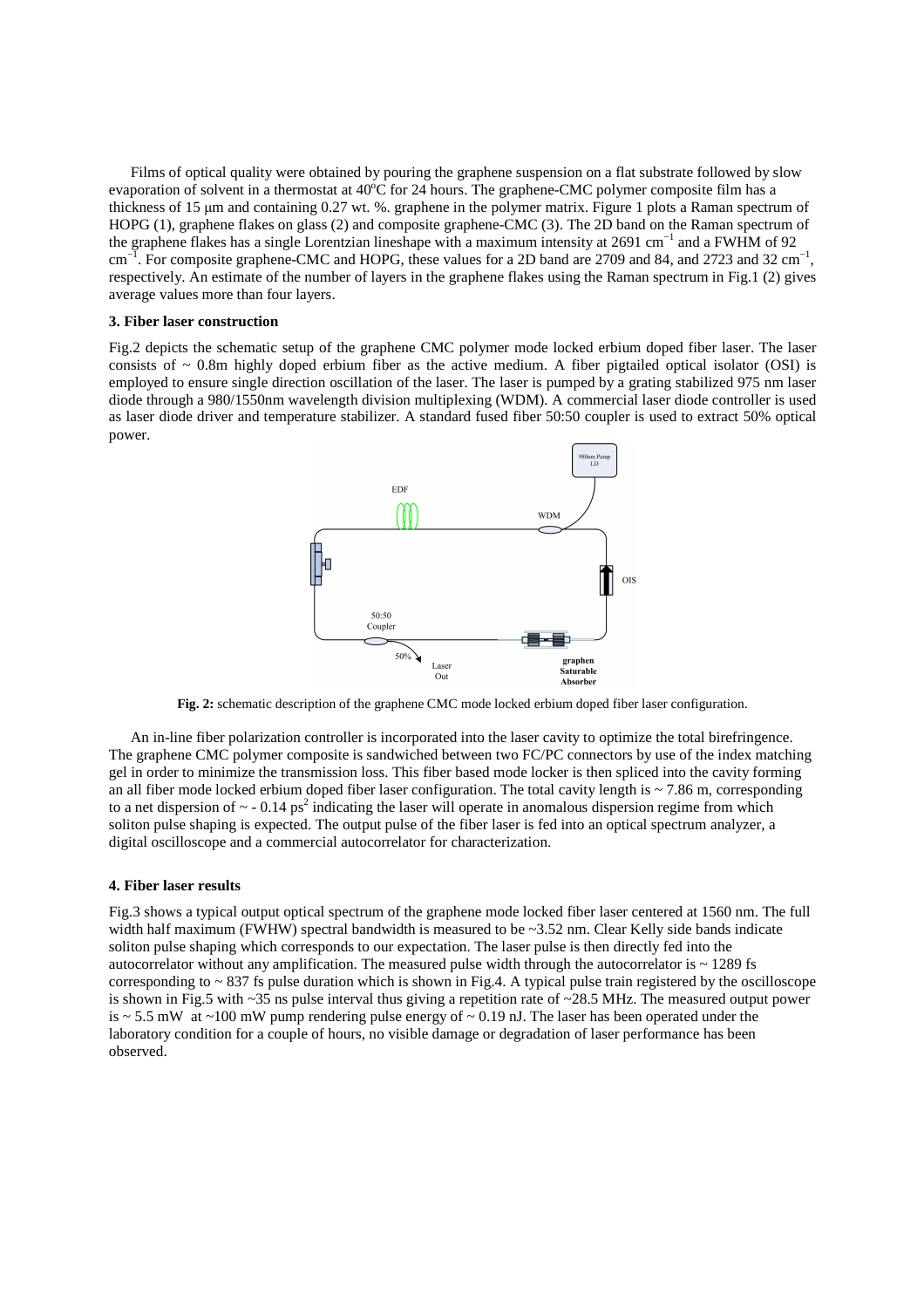Films of optical quality were obtained by pouring the graphene suspension on a flat substrate followed by slow evaporation of solvent in a thermostat at 40°C for 24 hours. The graphene-CMC polymer composite film has a thickness of 15 μm and containing 0.27 wt. %. graphene in the polymer matrix. Figure 1 plots a Raman spectrum of HOPG (1), graphene flakes on glass (2) and composite graphene-CMC (3). The 2D band on the Raman spectrum of the graphene flakes has a single Lorentzian lineshape with a maximum intensity at 2691 $cm^{-1}$ and a FWHM of 92 $cm^{-1}$. For composite graphene-CMC and HOPG, these values for a 2D band are 2709 and 84, and 2723 and 32 $cm^{-1}$, respectively. An estimate of the number of layers in the graphene flakes using the Raman spectrum in Fig.1 (2) gives average values more than four layers.

### 3. Fiber laser construction

Fig.2 depicts the schematic setup of the graphene CMC polymer mode locked erbium doped fiber laser. The laser consists of ~ 0.8m highly doped erbium fiber as the active medium. A fiber pigtailed optical isolator (OSI) is employed to ensure single direction oscillation of the laser. The laser is pumped by a grating stabilized 975 nm laser diode through a 980/1550nm wavelength division multiplexing (WDM). A commercial laser diode controller is used as laser diode driver and temperature stabilizer. A standard fused fiber 50:50 coupler is used to extract 50% optical power.

**Fig. 2:** schematic description of the graphene CMC mode locked erbium doped fiber laser configuration.

An in-line fiber polarization controller is incorporated into the laser cavity to optimize the total birefringence. The graphene CMC polymer composite is sandwiched between two FC/PC connectors by use of the index matching gel in order to minimize the transmission loss. This fiber based mode locker is then spliced into the cavity forming an all fiber mode locked erbium doped fiber laser configuration. The total cavity length is ~ 7.86 m, corresponding to a net dispersion of ~ - 0.14 $ps^2$ indicating the laser will operate in anomalous dispersion regime from which soliton pulse shaping is expected. The output pulse of the fiber laser is fed into an optical spectrum analyzer, a digital oscilloscope and a commercial autocorrelator for characterization.

### 4. Fiber laser results

Fig.3 shows a typical output optical spectrum of the graphene mode locked fiber laser centered at 1560 nm. The full width half maximum (FWHW) spectral bandwidth is measured to be ~3.52 nm. Clear Kelly side bands indicate soliton pulse shaping which corresponds to our expectation. The laser pulse is then directly fed into the autocorrelator without any amplification. The measured pulse width through the autocorrelator is ~ 1289 fs corresponding to ~ 837 fs pulse duration which is shown in Fig.4. A typical pulse train registered by the oscilloscope is shown in Fig.5 with ~35 ns pulse interval thus giving a repetition rate of ~28.5 MHz. The measured output power is ~ 5.5 mW at ~100 mW pump rendering pulse energy of ~ 0.19 nJ. The laser has been operated under the laboratory condition for a couple of hours, no visible damage or degradation of laser performance has been observed.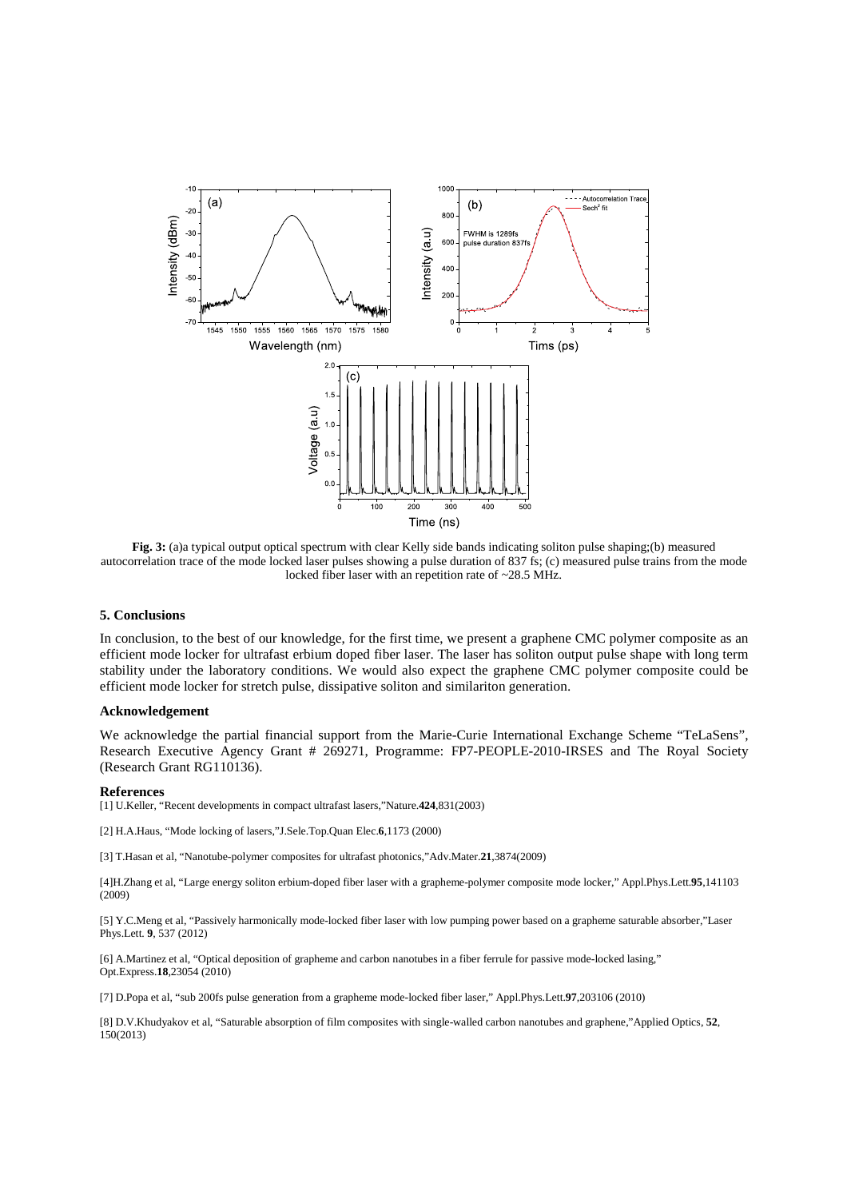(a)
Intensity (dBm)
-10
-20
-30
-40
-50
-60
-70
1545 1550 1555 1560 1565 1570 1575 1580
Wavelength (nm)

(b)
Autocorrelation Trace
Sech$^2$ fit
FWHM is 1289fs
pulse duration 837fs
Intensity (a.u)
1000
800
600
400
200
0
0 1 2 3 4 5
Tims (ps)

(c)
Voltage (a.u)
2.0
1.5
1.0
0.5
0.0
0 100 200 300 400 500
Time (ns)

**Fig. 3:** (a)a typical output optical spectrum with clear Kelly side bands indicating soliton pulse shaping;(b) measured autocorrelation trace of the mode locked laser pulses showing a pulse duration of 837 fs; (c) measured pulse trains from the mode locked fiber laser with an repetition rate of ~28.5 MHz.

## 5. Conclusions

In conclusion, to the best of our knowledge, for the first time, we present a graphene CMC polymer composite as an efficient mode locker for ultrafast erbium doped fiber laser. The laser has soliton output pulse shape with long term stability under the laboratory conditions. We would also expect the graphene CMC polymer composite could be efficient mode locker for stretch pulse, dissipative soliton and similariton generation.

## Acknowledgement

We acknowledge the partial financial support from the Marie-Curie International Exchange Scheme "TeLaSens", Research Executive Agency Grant # 269271, Programme: FP7-PEOPLE-2010-IRSES and The Royal Society (Research Grant RG110136).

## References

[1] U.Keller, "Recent developments in compact ultrafast lasers,"Nature.**424**,831(2003)

[2] H.A.Haus, "Mode locking of lasers,"J.Sele.Top.Quan Elec.**6**,1173 (2000)

[3] T.Hasan et al, "Nanotube-polymer composites for ultrafast photonics,"Adv.Mater.**21**,3874(2009)

[4]H.Zhang et al, "Large energy soliton erbium-doped fiber laser with a grapheme-polymer composite mode locker," Appl.Phys.Lett.**95**,141103 (2009)

[5] Y.C.Meng et al, "Passively harmonically mode-locked fiber laser with low pumping power based on a grapheme saturable absorber,"Laser Phys.Lett. **9**, 537 (2012)

[6] A.Martinez et al, "Optical deposition of grapheme and carbon nanotubes in a fiber ferrule for passive mode-locked lasing," Opt.Express.**18**,23054 (2010)

[7] D.Popa et al, "sub 200fs pulse generation from a grapheme mode-locked fiber laser," Appl.Phys.Lett.**97**,203106 (2010)

[8] D.V.Khudyakov et al, "Saturable absorption of film composites with single-walled carbon nanotubes and graphene,"Applied Optics, **52**, 150(2013)